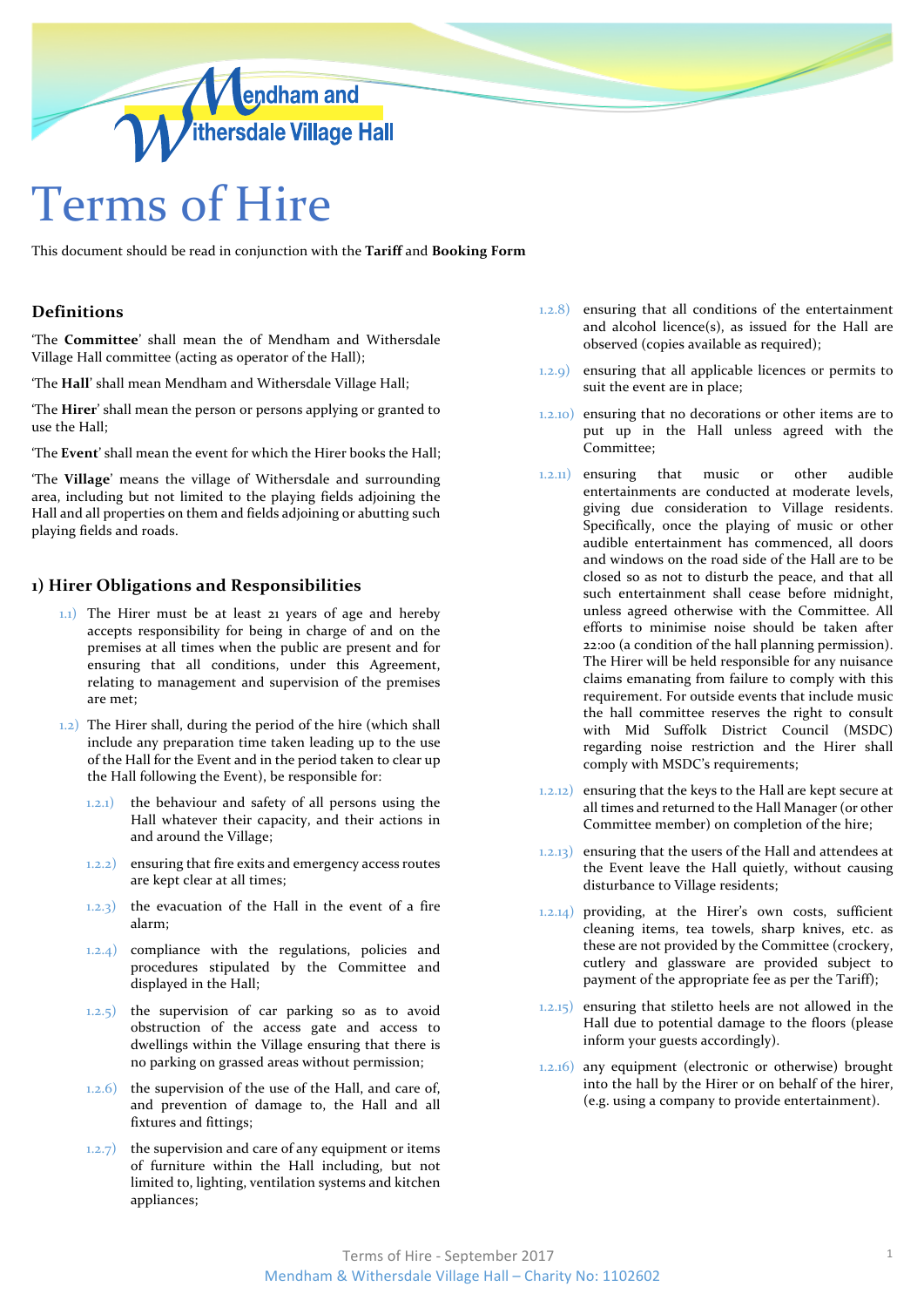Mendham and Withersdale Village Hall

# Terms of Hire

This document should be read in conjunction with the **Tariff** and **Booking Form**

## Definitions

'The **Committee**' shall mean the of Mendham and Withersdale Village Hall committee (acting as operator of the Hall);

'The **Hall**' shall mean Mendham and Withersdale Village Hall;

'The **Hirer**' shall mean the person or persons applying or granted to use the Hall;

'The **Event**' shall mean the event for which the Hirer books the Hall;

'The **Village**' means the village of Withersdale and surrounding area, including but not limited to the playing fields adjoining the Hall and all properties on them and fields adjoining or abutting such playing fields and roads.

## 1) Hirer Obligations and Responsibilities

1.1) The Hirer must be at least 21 years of age and hereby accepts responsibility for being in charge of and on the premises at all times when the public are present and for ensuring that all conditions, under this Agreement, relating to management and supervision of the premises are met;

1.2) The Hirer shall, during the period of the hire (which shall include any preparation time taken leading up to the use of the Hall for the Event and in the period taken to clear up the Hall following the Event), be responsible for:

1.2.1) the behaviour and safety of all persons using the Hall whatever their capacity, and their actions in and around the Village;

1.2.2) ensuring that fire exits and emergency access routes are kept clear at all times;

1.2.3) the evacuation of the Hall in the event of a fire alarm;

1.2.4) compliance with the regulations, policies and procedures stipulated by the Committee and displayed in the Hall;

1.2.5) the supervision of car parking so as to avoid obstruction of the access gate and access to dwellings within the Village ensuring that there is no parking on grassed areas without permission;

1.2.6) the supervision of the use of the Hall, and care of, and prevention of damage to, the Hall and all fixtures and fittings;

1.2.7) the supervision and care of any equipment or items of furniture within the Hall including, but not limited to, lighting, ventilation systems and kitchen appliances;

1.2.8) ensuring that all conditions of the entertainment and alcohol licence(s), as issued for the Hall are observed (copies available as required);

1.2.9) ensuring that all applicable licences or permits to suit the event are in place;

1.2.10) ensuring that no decorations or other items are to put up in the Hall unless agreed with the Committee;

1.2.11) ensuring that music or other audible entertainments are conducted at moderate levels, giving due consideration to Village residents. Specifically, once the playing of music or other audible entertainment has commenced, all doors and windows on the road side of the Hall are to be closed so as not to disturb the peace, and that all such entertainment shall cease before midnight, unless agreed otherwise with the Committee. All efforts to minimise noise should be taken after 22:00 (a condition of the hall planning permission). The Hirer will be held responsible for any nuisance claims emanating from failure to comply with this requirement. For outside events that include music the hall committee reserves the right to consult with Mid Suffolk District Council (MSDC) regarding noise restriction and the Hirer shall comply with MSDC's requirements;

1.2.12) ensuring that the keys to the Hall are kept secure at all times and returned to the Hall Manager (or other Committee member) on completion of the hire;

1.2.13) ensuring that the users of the Hall and attendees at the Event leave the Hall quietly, without causing disturbance to Village residents;

1.2.14) providing, at the Hirer's own costs, sufficient cleaning items, tea towels, sharp knives, etc. as these are not provided by the Committee (crockery, cutlery and glassware are provided subject to payment of the appropriate fee as per the Tariff);

1.2.15) ensuring that stiletto heels are not allowed in the Hall due to potential damage to the floors (please inform your guests accordingly).

1.2.16) any equipment (electronic or otherwise) brought into the hall by the Hirer or on behalf of the hirer, (e.g. using a company to provide entertainment).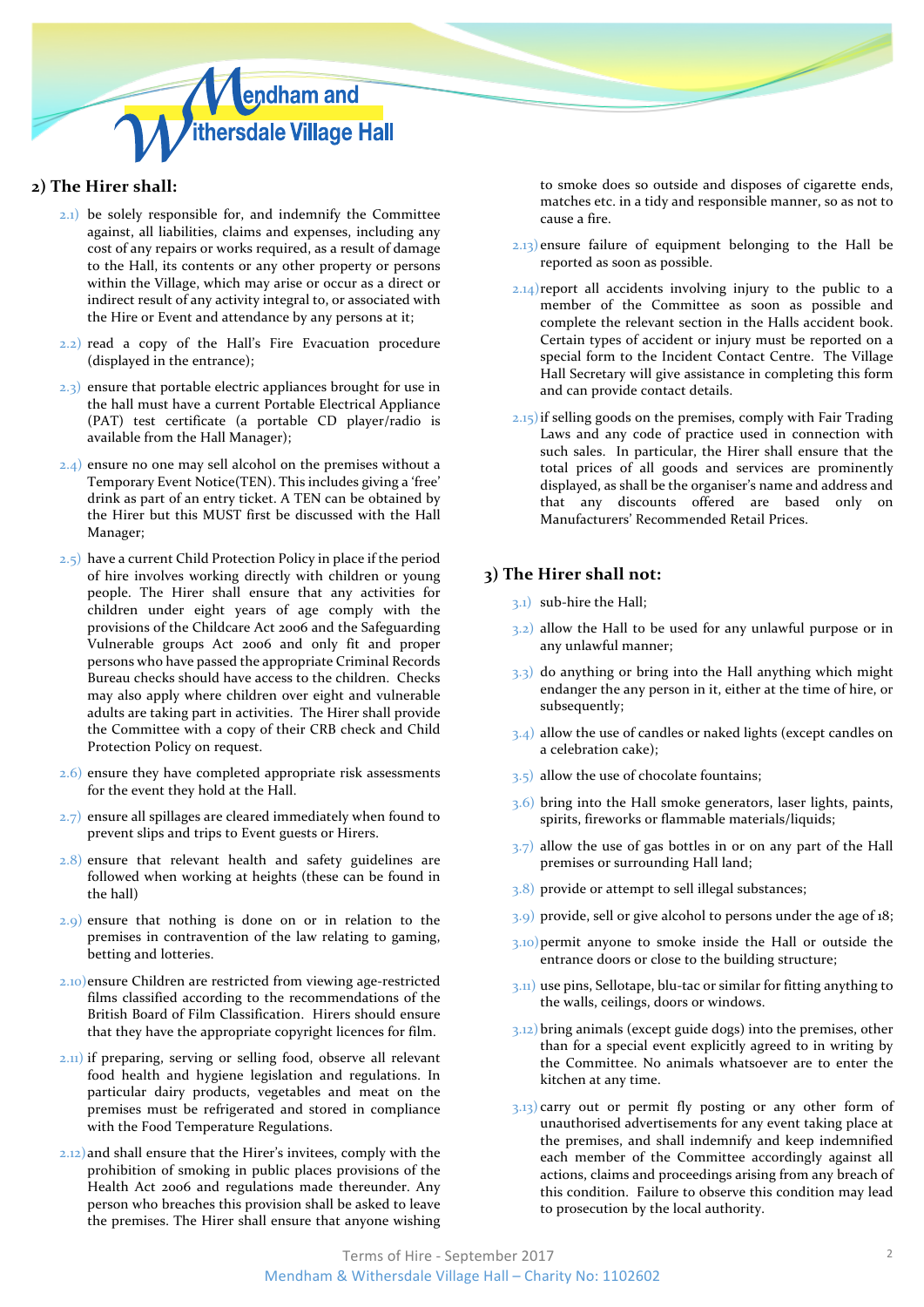## 2) The Hirer shall:

2.1) be solely responsible for, and indemnify the Committee against, all liabilities, claims and expenses, including any cost of any repairs or works required, as a result of damage to the Hall, its contents or any other property or persons within the Village, which may arise or occur as a direct or indirect result of any activity integral to, or associated with the Hire or Event and attendance by any persons at it;

2.2) read a copy of the Hall's Fire Evacuation procedure (displayed in the entrance);

2.3) ensure that portable electric appliances brought for use in the hall must have a current Portable Electrical Appliance (PAT) test certificate (a portable CD player/radio is available from the Hall Manager);

2.4) ensure no one may sell alcohol on the premises without a Temporary Event Notice(TEN). This includes giving a 'free' drink as part of an entry ticket. A TEN can be obtained by the Hirer but this MUST first be discussed with the Hall Manager;

2.5) have a current Child Protection Policy in place if the period of hire involves working directly with children or young people. The Hirer shall ensure that any activities for children under eight years of age comply with the provisions of the Childcare Act 2006 and the Safeguarding Vulnerable groups Act 2006 and only fit and proper persons who have passed the appropriate Criminal Records Bureau checks should have access to the children. Checks may also apply where children over eight and vulnerable adults are taking part in activities. The Hirer shall provide the Committee with a copy of their CRB check and Child Protection Policy on request.

2.6) ensure they have completed appropriate risk assessments for the event they hold at the Hall.

2.7) ensure all spillages are cleared immediately when found to prevent slips and trips to Event guests or Hirers.

2.8) ensure that relevant health and safety guidelines are followed when working at heights (these can be found in the hall)

2.9) ensure that nothing is done on or in relation to the premises in contravention of the law relating to gaming, betting and lotteries.

2.10) ensure Children are restricted from viewing age-restricted films classified according to the recommendations of the British Board of Film Classification. Hirers should ensure that they have the appropriate copyright licences for film.

2.11) if preparing, serving or selling food, observe all relevant food health and hygiene legislation and regulations. In particular dairy products, vegetables and meat on the premises must be refrigerated and stored in compliance with the Food Temperature Regulations.

2.12) and shall ensure that the Hirer's invitees, comply with the prohibition of smoking in public places provisions of the Health Act 2006 and regulations made thereunder. Any person who breaches this provision shall be asked to leave the premises. The Hirer shall ensure that anyone wishing to smoke does so outside and disposes of cigarette ends, matches etc. in a tidy and responsible manner, so as not to cause a fire.

2.13) ensure failure of equipment belonging to the Hall be reported as soon as possible.

2.14) report all accidents involving injury to the public to a member of the Committee as soon as possible and complete the relevant section in the Halls accident book. Certain types of accident or injury must be reported on a special form to the Incident Contact Centre. The Village Hall Secretary will give assistance in completing this form and can provide contact details.

2.15) if selling goods on the premises, comply with Fair Trading Laws and any code of practice used in connection with such sales. In particular, the Hirer shall ensure that the total prices of all goods and services are prominently displayed, as shall be the organiser's name and address and that any discounts offered are based only on Manufacturers' Recommended Retail Prices.

## 3) The Hirer shall not:

3.1) sub-hire the Hall;

3.2) allow the Hall to be used for any unlawful purpose or in any unlawful manner;

3.3) do anything or bring into the Hall anything which might endanger the any person in it, either at the time of hire, or subsequently;

3.4) allow the use of candles or naked lights (except candles on a celebration cake);

3.5) allow the use of chocolate fountains;

3.6) bring into the Hall smoke generators, laser lights, paints, spirits, fireworks or flammable materials/liquids;

3.7) allow the use of gas bottles in or on any part of the Hall premises or surrounding Hall land;

3.8) provide or attempt to sell illegal substances;

3.9) provide, sell or give alcohol to persons under the age of 18;

3.10) permit anyone to smoke inside the Hall or outside the entrance doors or close to the building structure;

3.11) use pins, Sellotape, blu-tac or similar for fitting anything to the walls, ceilings, doors or windows.

3.12) bring animals (except guide dogs) into the premises, other than for a special event explicitly agreed to in writing by the Committee. No animals whatsoever are to enter the kitchen at any time.

3.13) carry out or permit fly posting or any other form of unauthorised advertisements for any event taking place at the premises, and shall indemnify and keep indemnified each member of the Committee accordingly against all actions, claims and proceedings arising from any breach of this condition. Failure to observe this condition may lead to prosecution by the local authority.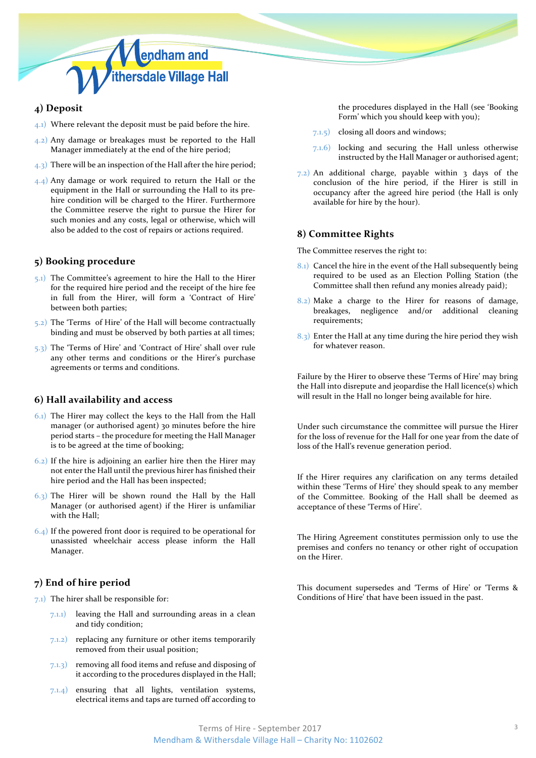## 4) Deposit

4.1) Where relevant the deposit must be paid before the hire.

4.2) Any damage or breakages must be reported to the Hall Manager immediately at the end of the hire period;

4.3) There will be an inspection of the Hall after the hire period;

4.4) Any damage or work required to return the Hall or the equipment in the Hall or surrounding the Hall to its pre-hire condition will be charged to the Hirer. Furthermore the Committee reserve the right to pursue the Hirer for such monies and any costs, legal or otherwise, which will also be added to the cost of repairs or actions required.

## 5) Booking procedure

5.1) The Committee's agreement to hire the Hall to the Hirer for the required hire period and the receipt of the hire fee in full from the Hirer, will form a 'Contract of Hire' between both parties;

5.2) The 'Terms of Hire' of the Hall will become contractually binding and must be observed by both parties at all times;

5.3) The 'Terms of Hire' and 'Contract of Hire' shall over rule any other terms and conditions or the Hirer's purchase agreements or terms and conditions.

## 6) Hall availability and access

6.1) The Hirer may collect the keys to the Hall from the Hall manager (or authorised agent) 30 minutes before the hire period starts – the procedure for meeting the Hall Manager is to be agreed at the time of booking;

6.2) If the hire is adjoining an earlier hire then the Hirer may not enter the Hall until the previous hirer has finished their hire period and the Hall has been inspected;

6.3) The Hirer will be shown round the Hall by the Hall Manager (or authorised agent) if the Hirer is unfamiliar with the Hall;

6.4) If the powered front door is required to be operational for unassisted wheelchair access please inform the Hall Manager.

## 7) End of hire period

7.1) The hirer shall be responsible for:

- 7.1.1) leaving the Hall and surrounding areas in a clean and tidy condition;
- 7.1.2) replacing any furniture or other items temporarily removed from their usual position;
- 7.1.3) removing all food items and refuse and disposing of it according to the procedures displayed in the Hall;
- 7.1.4) ensuring that all lights, ventilation systems, electrical items and taps are turned off according to the procedures displayed in the Hall (see 'Booking Form' which you should keep with you);
- 7.1.5) closing all doors and windows;
- 7.1.6) locking and securing the Hall unless otherwise instructed by the Hall Manager or authorised agent;

7.2) An additional charge, payable within 3 days of the conclusion of the hire period, if the Hirer is still in occupancy after the agreed hire period (the Hall is only available for hire by the hour).

## 8) Committee Rights

The Committee reserves the right to:

8.1) Cancel the hire in the event of the Hall subsequently being required to be used as an Election Polling Station (the Committee shall then refund any monies already paid);

8.2) Make a charge to the Hirer for reasons of damage, breakages, negligence and/or additional cleaning requirements;

8.3) Enter the Hall at any time during the hire period they wish for whatever reason.

Failure by the Hirer to observe these 'Terms of Hire' may bring the Hall into disrepute and jeopardise the Hall licence(s) which will result in the Hall no longer being available for hire.

Under such circumstance the committee will pursue the Hirer for the loss of revenue for the Hall for one year from the date of loss of the Hall's revenue generation period.

If the Hirer requires any clarification on any terms detailed within these 'Terms of Hire' they should speak to any member of the Committee. Booking of the Hall shall be deemed as acceptance of these 'Terms of Hire'.

The Hiring Agreement constitutes permission only to use the premises and confers no tenancy or other right of occupation on the Hirer.

This document supersedes and 'Terms of Hire' or 'Terms & Conditions of Hire' that have been issued in the past.